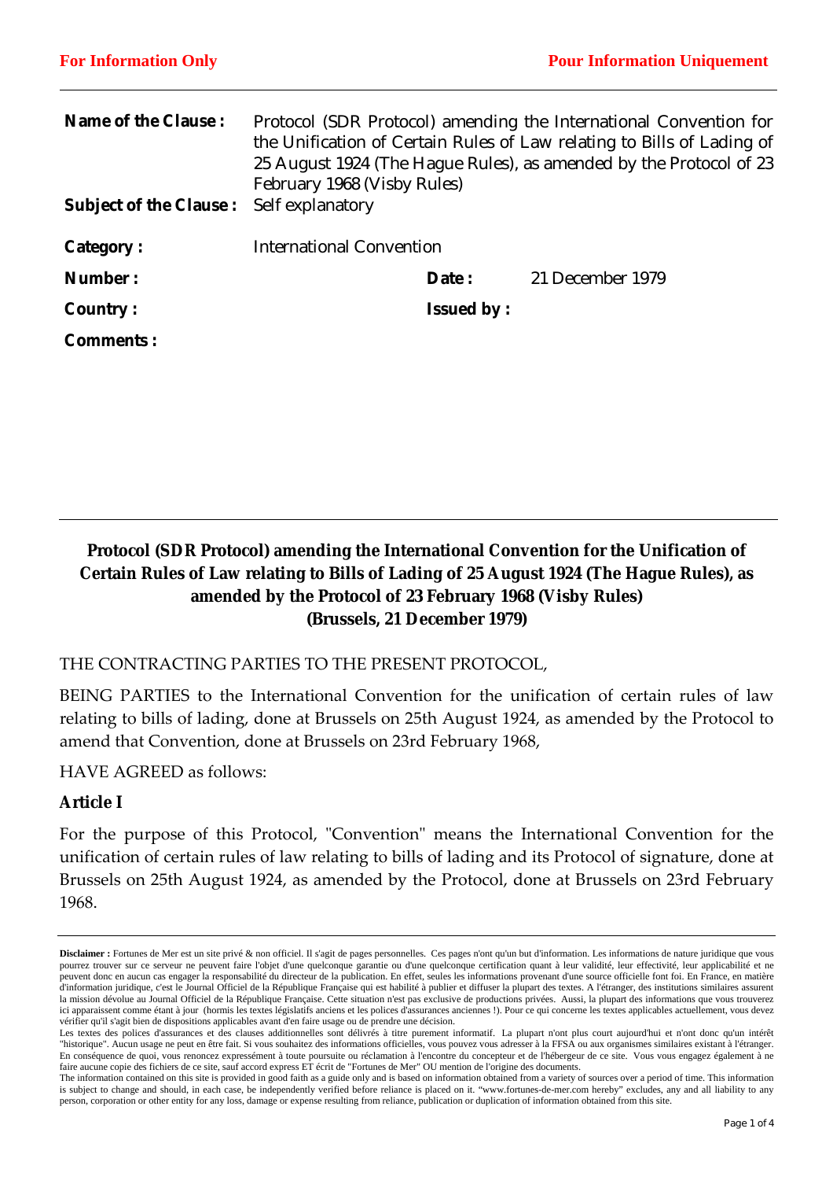| | | | |
|---|---|---|---|
| **Name of the Clause :** | Protocol (SDR Protocol) amending the International Convention for the Unification of Certain Rules of Law relating to Bills of Lading of 25 August 1924 (The Hague Rules), as amended by the Protocol of 23 February 1968 (Visby Rules) | | |
| **Subject of the Clause :** | Self explanatory | | |
| **Category :** | International Convention | | |
| **Number :** | | **Date :** | 21 December 1979 |
| **Country :** | | **Issued by :** | |
| **Comments :** | | | |

---

**Protocol (SDR Protocol) amending the International Convention for the Unification of Certain Rules of Law relating to Bills of Lading of 25 August 1924 (The Hague Rules), as amended by the Protocol of 23 February 1968 (Visby Rules) (Brussels, 21 December 1979)**

THE CONTRACTING PARTIES TO THE PRESENT PROTOCOL,

BEING PARTIES to the International Convention for the unification of certain rules of law relating to bills of lading, done at Brussels on 25th August 1924, as amended by the Protocol to amend that Convention, done at Brussels on 23rd February 1968,

HAVE AGREED as follows:

**Article I**

For the purpose of this Protocol, "Convention" means the International Convention for the unification of certain rules of law relating to bills of lading and its Protocol of signature, done at Brussels on 25th August 1924, as amended by the Protocol, done at Brussels on 23rd February 1968.

---

**Disclaimer :** Fortunes de Mer est un site privé & non officiel. Il s'agit de pages personnelles. Ces pages n'ont qu'un but d'information. Les informations de nature juridique que vous pourrez trouver sur ce serveur ne peuvent faire l'objet d'une quelconque garantie ou d'une quelconque certification quant à leur validité, leur effectivité, leur applicabilité et ne peuvent donc en aucun cas engager la responsabilité du directeur de la publication. En effet, seules les informations provenant d'une source officielle font foi. En France, en matière d'information juridique, c'est le Journal Officiel de la République Française qui est habilité à publier et diffuser la plupart des textes. A l'étranger, des institutions similaires assurent la mission dévolue au Journal Officiel de la République Française. Cette situation n'est pas exclusive de productions privées. Aussi, la plupart des informations que vous trouverez ici apparaissent comme étant à jour (hormis les textes législatifs anciens et les polices d'assurances anciennes !). Pour ce qui concerne les textes applicables actuellement, vous devez vérifier qu'il s'agit bien de dispositions applicables avant d'en faire usage ou de prendre une décision.
Les textes des polices d'assurances et des clauses additionnelles sont délivrés à titre purement informatif. La plupart n'ont plus court aujourd'hui et n'ont donc qu'un intérêt "historique". Aucun usage ne peut en être fait. Si vous souhaitez des informations officielles, vous pouvez vous adresser à la FFSA ou aux organismes similaires existant à l'étranger. En conséquence de quoi, vous renoncez expressément à toute poursuite ou réclamation à l'encontre du concepteur et de l'hébergeur de ce site. Vous vous engagez également à ne faire aucune copie des fichiers de ce site, sauf accord express ET écrit de "Fortunes de Mer" OU mention de l'origine des documents.
The information contained on this site is provided in good faith as a guide only and is based on information obtained from a variety of sources over a period of time. This information is subject to change and should, in each case, be independently verified before reliance is placed on it. "www.fortunes-de-mer.com hereby" excludes, any and all liability to any person, corporation or other entity for any loss, damage or expense resulting from reliance, publication or duplication of information obtained from this site.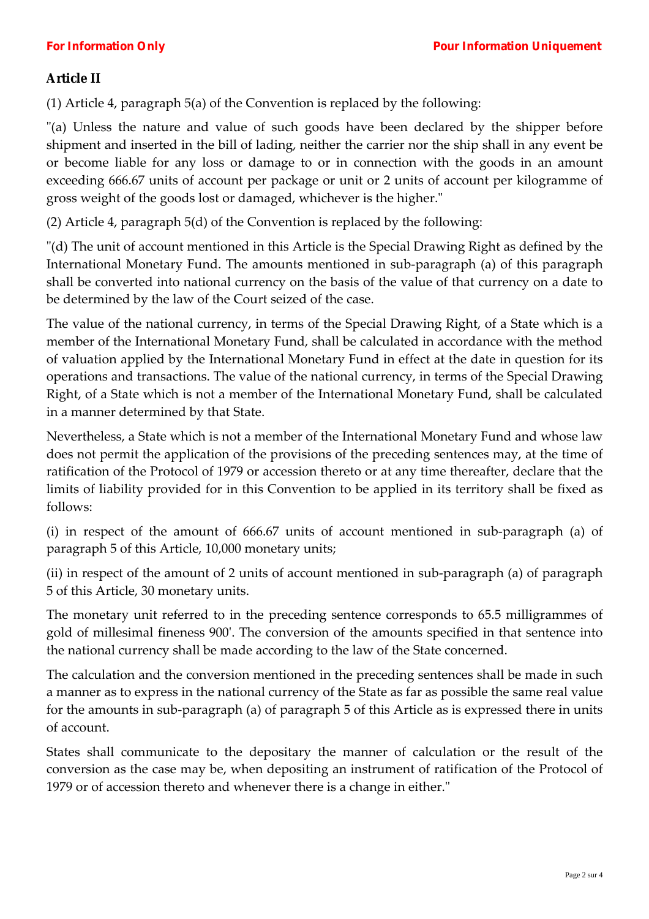**Article II**

(1) Article 4, paragraph 5(a) of the Convention is replaced by the following:

"(a) Unless the nature and value of such goods have been declared by the shipper before shipment and inserted in the bill of lading, neither the carrier nor the ship shall in any event be or become liable for any loss or damage to or in connection with the goods in an amount exceeding 666.67 units of account per package or unit or 2 units of account per kilogramme of gross weight of the goods lost or damaged, whichever is the higher."

(2) Article 4, paragraph 5(d) of the Convention is replaced by the following:

"(d) The unit of account mentioned in this Article is the Special Drawing Right as defined by the International Monetary Fund. The amounts mentioned in sub-paragraph (a) of this paragraph shall be converted into national currency on the basis of the value of that currency on a date to be determined by the law of the Court seized of the case.

The value of the national currency, in terms of the Special Drawing Right, of a State which is a member of the International Monetary Fund, shall be calculated in accordance with the method of valuation applied by the International Monetary Fund in effect at the date in question for its operations and transactions. The value of the national currency, in terms of the Special Drawing Right, of a State which is not a member of the International Monetary Fund, shall be calculated in a manner determined by that State.

Nevertheless, a State which is not a member of the International Monetary Fund and whose law does not permit the application of the provisions of the preceding sentences may, at the time of ratification of the Protocol of 1979 or accession thereto or at any time thereafter, declare that the limits of liability provided for in this Convention to be applied in its territory shall be fixed as follows:

(i) in respect of the amount of 666.67 units of account mentioned in sub-paragraph (a) of paragraph 5 of this Article, 10,000 monetary units;

(ii) in respect of the amount of 2 units of account mentioned in sub-paragraph (a) of paragraph 5 of this Article, 30 monetary units.

The monetary unit referred to in the preceding sentence corresponds to 65.5 milligrammes of gold of millesimal fineness 900'. The conversion of the amounts specified in that sentence into the national currency shall be made according to the law of the State concerned.

The calculation and the conversion mentioned in the preceding sentences shall be made in such a manner as to express in the national currency of the State as far as possible the same real value for the amounts in sub-paragraph (a) of paragraph 5 of this Article as is expressed there in units of account.

States shall communicate to the depositary the manner of calculation or the result of the conversion as the case may be, when depositing an instrument of ratification of the Protocol of 1979 or of accession thereto and whenever there is a change in either."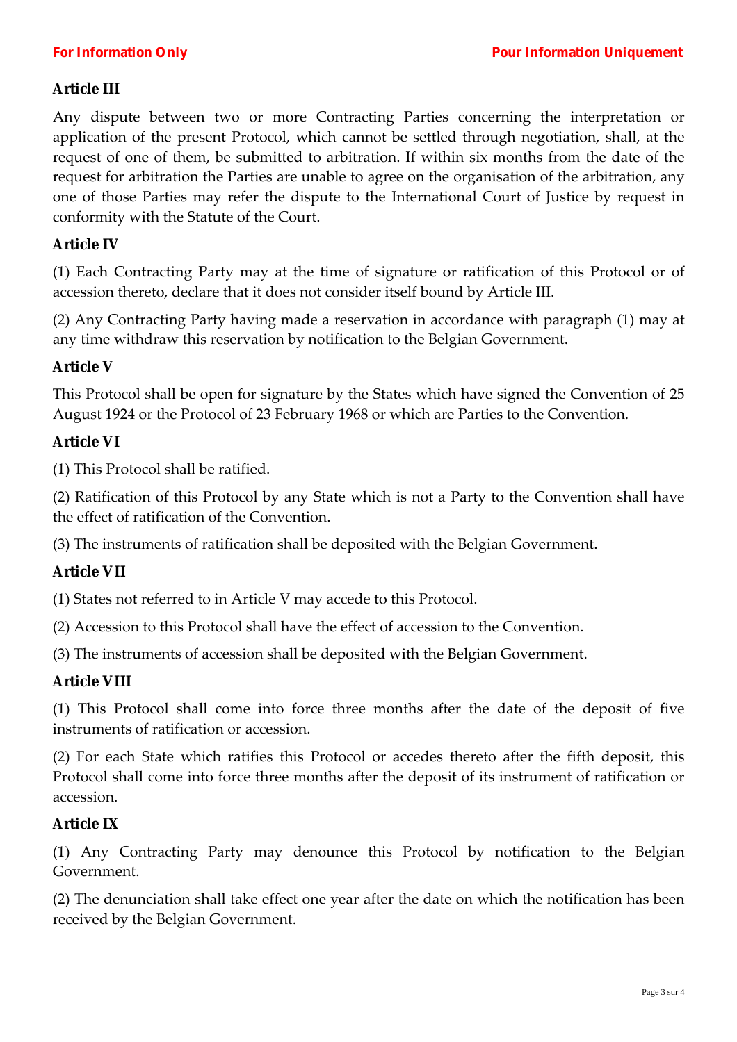**Article III**

Any dispute between two or more Contracting Parties concerning the interpretation or application of the present Protocol, which cannot be settled through negotiation, shall, at the request of one of them, be submitted to arbitration. If within six months from the date of the request for arbitration the Parties are unable to agree on the organisation of the arbitration, any one of those Parties may refer the dispute to the International Court of Justice by request in conformity with the Statute of the Court.

**Article IV**

(1) Each Contracting Party may at the time of signature or ratification of this Protocol or of accession thereto, declare that it does not consider itself bound by Article III.

(2) Any Contracting Party having made a reservation in accordance with paragraph (1) may at any time withdraw this reservation by notification to the Belgian Government.

**Article V**

This Protocol shall be open for signature by the States which have signed the Convention of 25 August 1924 or the Protocol of 23 February 1968 or which are Parties to the Convention.

**Article VI**

(1) This Protocol shall be ratified.

(2) Ratification of this Protocol by any State which is not a Party to the Convention shall have the effect of ratification of the Convention.

(3) The instruments of ratification shall be deposited with the Belgian Government.

**Article VII**

(1) States not referred to in Article V may accede to this Protocol.

(2) Accession to this Protocol shall have the effect of accession to the Convention.

(3) The instruments of accession shall be deposited with the Belgian Government.

**Article VIII**

(1) This Protocol shall come into force three months after the date of the deposit of five instruments of ratification or accession.

(2) For each State which ratifies this Protocol or accedes thereto after the fifth deposit, this Protocol shall come into force three months after the deposit of its instrument of ratification or accession.

**Article IX**

(1) Any Contracting Party may denounce this Protocol by notification to the Belgian Government.

(2) The denunciation shall take effect one year after the date on which the notification has been received by the Belgian Government.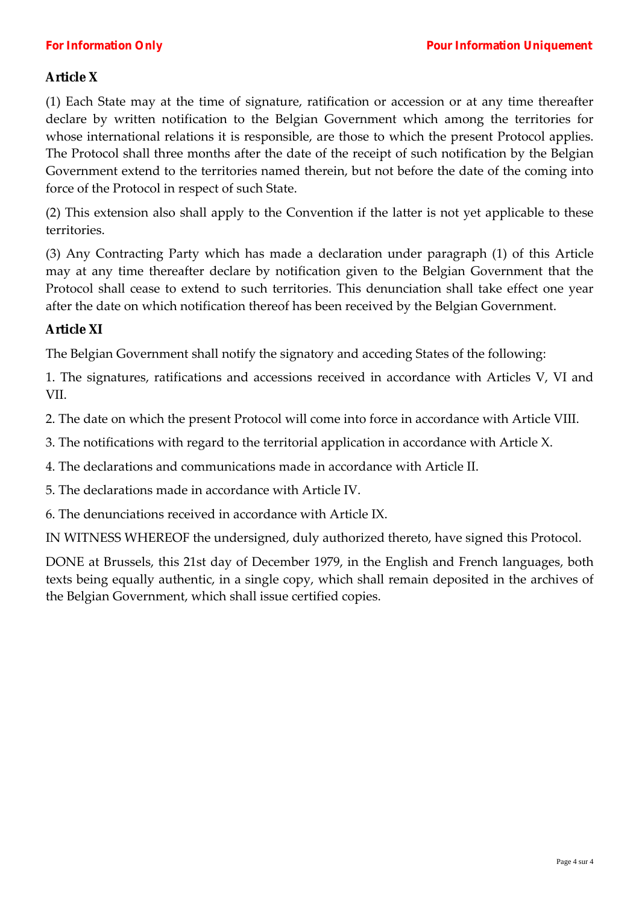**Article X**

(1) Each State may at the time of signature, ratification or accession or at any time thereafter declare by written notification to the Belgian Government which among the territories for whose international relations it is responsible, are those to which the present Protocol applies. The Protocol shall three months after the date of the receipt of such notification by the Belgian Government extend to the territories named therein, but not before the date of the coming into force of the Protocol in respect of such State.

(2) This extension also shall apply to the Convention if the latter is not yet applicable to these territories.

(3) Any Contracting Party which has made a declaration under paragraph (1) of this Article may at any time thereafter declare by notification given to the Belgian Government that the Protocol shall cease to extend to such territories. This denunciation shall take effect one year after the date on which notification thereof has been received by the Belgian Government.

**Article XI**

The Belgian Government shall notify the signatory and acceding States of the following:

1. The signatures, ratifications and accessions received in accordance with Articles V, VI and VII.

2. The date on which the present Protocol will come into force in accordance with Article VIII.

3. The notifications with regard to the territorial application in accordance with Article X.

4. The declarations and communications made in accordance with Article II.

5. The declarations made in accordance with Article IV.

6. The denunciations received in accordance with Article IX.

IN WITNESS WHEREOF the undersigned, duly authorized thereto, have signed this Protocol.

DONE at Brussels, this 21st day of December 1979, in the English and French languages, both texts being equally authentic, in a single copy, which shall remain deposited in the archives of the Belgian Government, which shall issue certified copies.